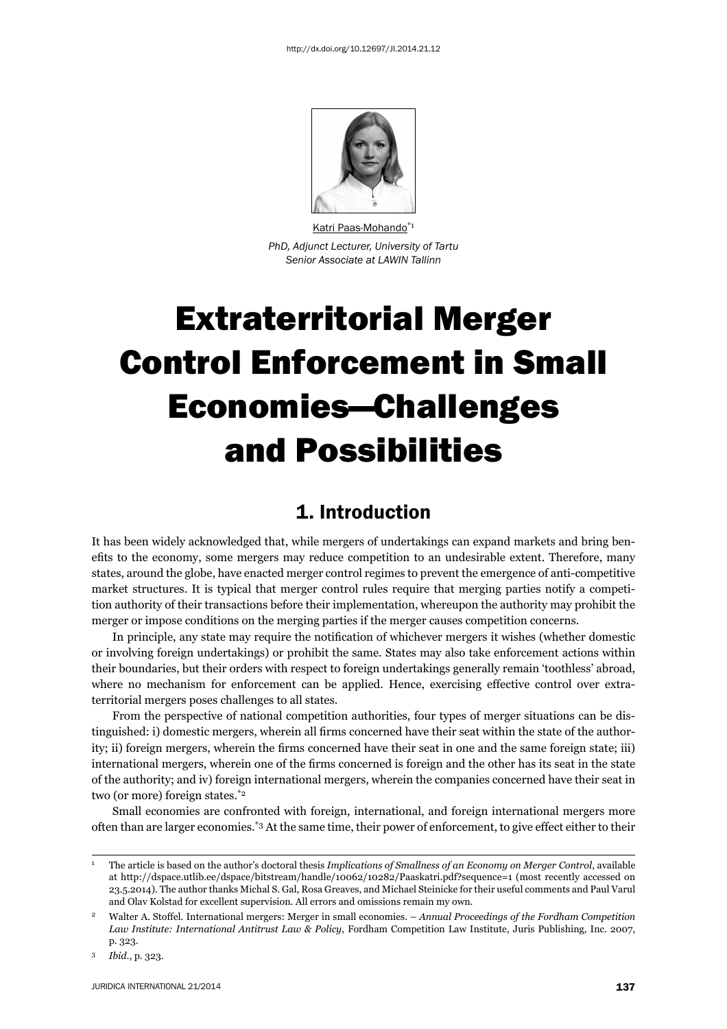http://dx.doi.org/10.12697/JI.2014.21.12

Katri Paas-Mohando[*1]

*PhD, Adjunct Lecturer, University of Tartu*
*Senior Associate at LAWIN Tallinn*

# Extraterritorial Merger Control Enforcement in Small Economies—Challenges and Possibilities

## 1. Introduction

It has been widely acknowledged that, while mergers of undertakings can expand markets and bring benefits to the economy, some mergers may reduce competition to an undesirable extent. Therefore, many states, around the globe, have enacted merger control regimes to prevent the emergence of anti-competitive market structures. It is typical that merger control rules require that merging parties notify a competition authority of their transactions before their implementation, whereupon the authority may prohibit the merger or impose conditions on the merging parties if the merger causes competition concerns.

In principle, any state may require the notification of whichever mergers it wishes (whether domestic or involving foreign undertakings) or prohibit the same. States may also take enforcement actions within their boundaries, but their orders with respect to foreign undertakings generally remain 'toothless' abroad, where no mechanism for enforcement can be applied. Hence, exercising effective control over extraterritorial mergers poses challenges to all states.

From the perspective of national competition authorities, four types of merger situations can be distinguished: i) domestic mergers, wherein all firms concerned have their seat within the state of the authority; ii) foreign mergers, wherein the firms concerned have their seat in one and the same foreign state; iii) international mergers, wherein one of the firms concerned is foreign and the other has its seat in the state of the authority; and iv) foreign international mergers, wherein the companies concerned have their seat in two (or more) foreign states.[*2]

Small economies are confronted with foreign, international, and foreign international mergers more often than are larger economies.[*3] At the same time, their power of enforcement, to give effect either to their

---

[1] The article is based on the author's doctoral thesis *Implications of Smallness of an Economy on Merger Control*, available at http://dspace.utlib.ee/dspace/bitstream/handle/10062/10282/Paaskatri.pdf?sequence=1 (most recently accessed on 23.5.2014). The author thanks Michal S. Gal, Rosa Greaves, and Michael Steinicke for their useful comments and Paul Varul and Olav Kolstad for excellent supervision. All errors and omissions remain my own.

[2] Walter A. Stoffel. International mergers: Merger in small economies. – *Annual Proceedings of the Fordham Competition Law Institute: International Antitrust Law & Policy*, Fordham Competition Law Institute, Juris Publishing, Inc. 2007, p. 323.

[3] *Ibid*., p. 323.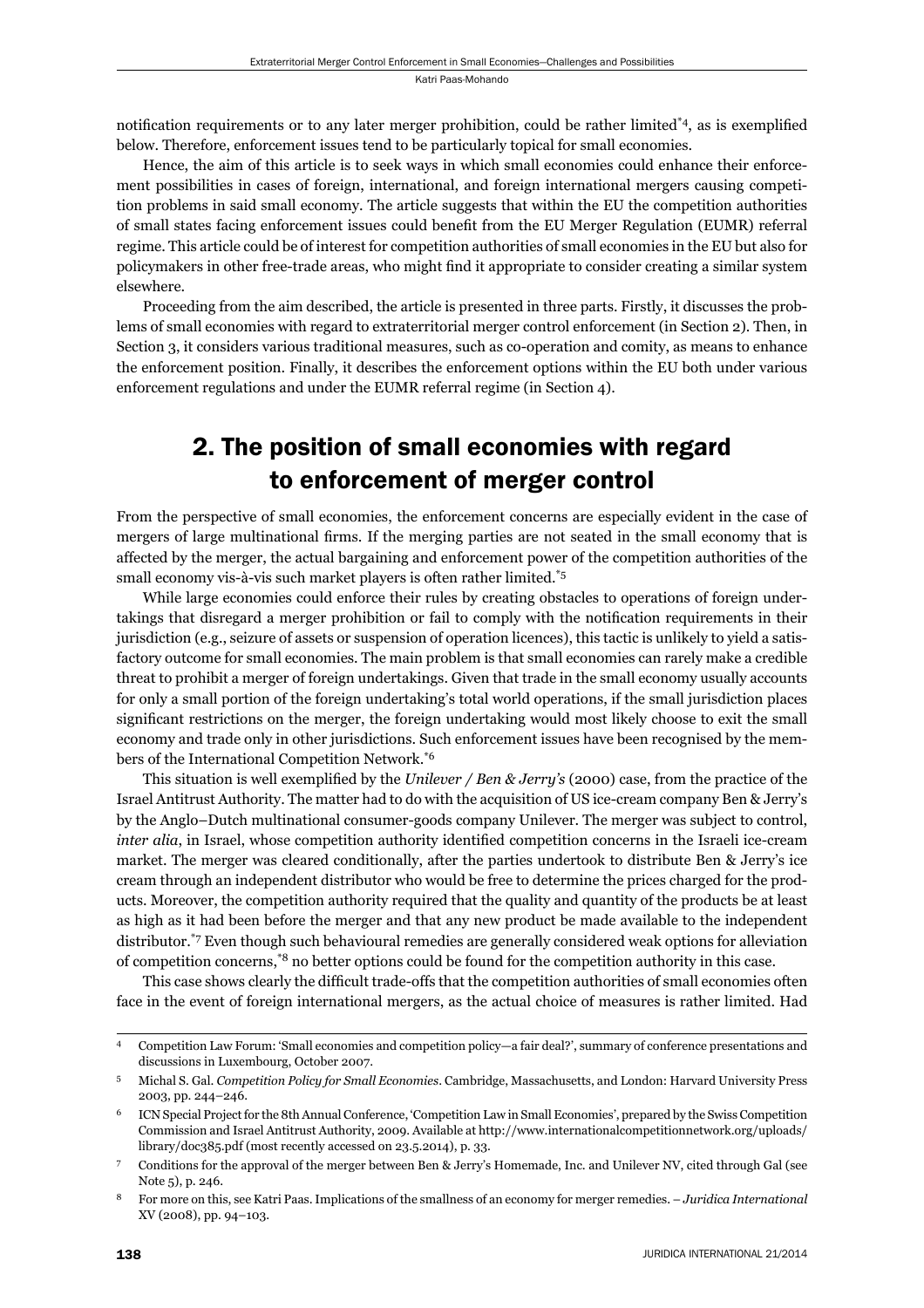notification requirements or to any later merger prohibition, could be rather limited[*4], as is exemplified below. Therefore, enforcement issues tend to be particularly topical for small economies.

Hence, the aim of this article is to seek ways in which small economies could enhance their enforcement possibilities in cases of foreign, international, and foreign international mergers causing competition problems in said small economy. The article suggests that within the EU the competition authorities of small states facing enforcement issues could benefit from the EU Merger Regulation (EUMR) referral regime. This article could be of interest for competition authorities of small economies in the EU but also for policymakers in other free-trade areas, who might find it appropriate to consider creating a similar system elsewhere.

Proceeding from the aim described, the article is presented in three parts. Firstly, it discusses the problems of small economies with regard to extraterritorial merger control enforcement (in Section 2). Then, in Section 3, it considers various traditional measures, such as co-operation and comity, as means to enhance the enforcement position. Finally, it describes the enforcement options within the EU both under various enforcement regulations and under the EUMR referral regime (in Section 4).

## 2. The position of small economies with regard to enforcement of merger control

From the perspective of small economies, the enforcement concerns are especially evident in the case of mergers of large multinational firms. If the merging parties are not seated in the small economy that is affected by the merger, the actual bargaining and enforcement power of the competition authorities of the small economy vis-à-vis such market players is often rather limited.[*5]

While large economies could enforce their rules by creating obstacles to operations of foreign undertakings that disregard a merger prohibition or fail to comply with the notification requirements in their jurisdiction (e.g., seizure of assets or suspension of operation licences), this tactic is unlikely to yield a satisfactory outcome for small economies. The main problem is that small economies can rarely make a credible threat to prohibit a merger of foreign undertakings. Given that trade in the small economy usually accounts for only a small portion of the foreign undertaking's total world operations, if the small jurisdiction places significant restrictions on the merger, the foreign undertaking would most likely choose to exit the small economy and trade only in other jurisdictions. Such enforcement issues have been recognised by the members of the International Competition Network.[*6]

This situation is well exemplified by the *Unilever / Ben & Jerry's* (2000) case, from the practice of the Israel Antitrust Authority. The matter had to do with the acquisition of US ice-cream company Ben & Jerry's by the Anglo–Dutch multinational consumer-goods company Unilever. The merger was subject to control, *inter alia*, in Israel, whose competition authority identified competition concerns in the Israeli ice-cream market. The merger was cleared conditionally, after the parties undertook to distribute Ben & Jerry's ice cream through an independent distributor who would be free to determine the prices charged for the products. Moreover, the competition authority required that the quality and quantity of the products be at least as high as it had been before the merger and that any new product be made available to the independent distributor.[*7] Even though such behavioural remedies are generally considered weak options for alleviation of competition concerns,[*8] no better options could be found for the competition authority in this case.

This case shows clearly the difficult trade-offs that the competition authorities of small economies often face in the event of foreign international mergers, as the actual choice of measures is rather limited. Had

---

4 Competition Law Forum: 'Small economies and competition policy—a fair deal?', summary of conference presentations and discussions in Luxembourg, October 2007.

5 Michal S. Gal. *Competition Policy for Small Economies*. Cambridge, Massachusetts, and London: Harvard University Press 2003, pp. 244–246.

6 ICN Special Project for the 8th Annual Conference, 'Competition Law in Small Economies', prepared by the Swiss Competition Commission and Israel Antitrust Authority, 2009. Available at http://www.internationalcompetitionnetwork.org/uploads/library/doc385.pdf (most recently accessed on 23.5.2014), p. 33.

7 Conditions for the approval of the merger between Ben & Jerry's Homemade, Inc. and Unilever NV, cited through Gal (see Note 5), p. 246.

8 For more on this, see Katri Paas. Implications of the smallness of an economy for merger remedies. – *Juridica International* XV (2008), pp. 94–103.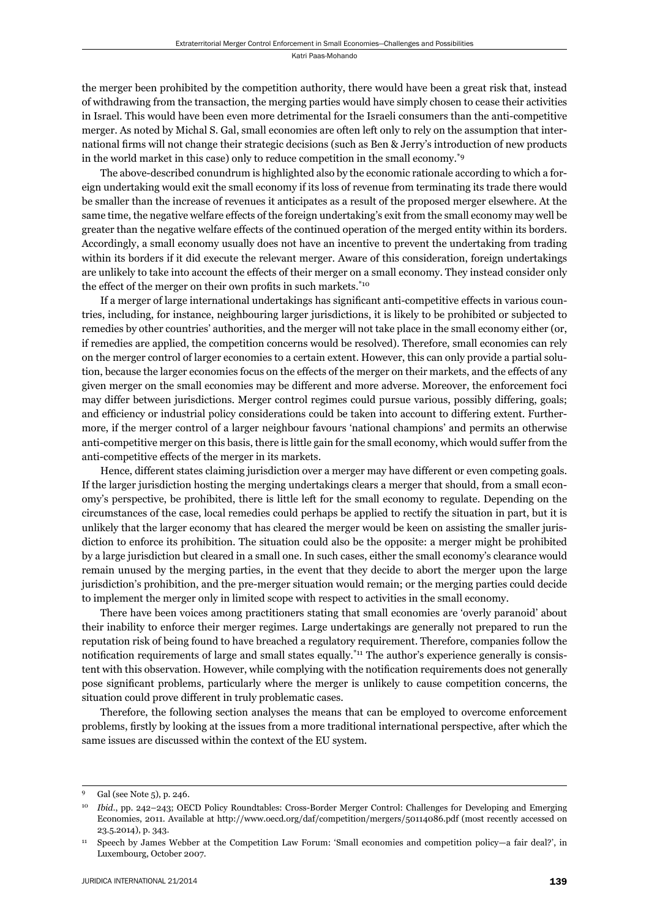the merger been prohibited by the competition authority, there would have been a great risk that, instead of withdrawing from the transaction, the merging parties would have simply chosen to cease their activities in Israel. This would have been even more detrimental for the Israeli consumers than the anti-competitive merger. As noted by Michal S. Gal, small economies are often left only to rely on the assumption that international firms will not change their strategic decisions (such as Ben & Jerry's introduction of new products in the world market in this case) only to reduce competition in the small economy.[9]

The above-described conundrum is highlighted also by the economic rationale according to which a foreign undertaking would exit the small economy if its loss of revenue from terminating its trade there would be smaller than the increase of revenues it anticipates as a result of the proposed merger elsewhere. At the same time, the negative welfare effects of the foreign undertaking's exit from the small economy may well be greater than the negative welfare effects of the continued operation of the merged entity within its borders. Accordingly, a small economy usually does not have an incentive to prevent the undertaking from trading within its borders if it did execute the relevant merger. Aware of this consideration, foreign undertakings are unlikely to take into account the effects of their merger on a small economy. They instead consider only the effect of the merger on their own profits in such markets.[10]

If a merger of large international undertakings has significant anti-competitive effects in various countries, including, for instance, neighbouring larger jurisdictions, it is likely to be prohibited or subjected to remedies by other countries' authorities, and the merger will not take place in the small economy either (or, if remedies are applied, the competition concerns would be resolved). Therefore, small economies can rely on the merger control of larger economies to a certain extent. However, this can only provide a partial solution, because the larger economies focus on the effects of the merger on their markets, and the effects of any given merger on the small economies may be different and more adverse. Moreover, the enforcement foci may differ between jurisdictions. Merger control regimes could pursue various, possibly differing, goals; and efficiency or industrial policy considerations could be taken into account to differing extent. Furthermore, if the merger control of a larger neighbour favours 'national champions' and permits an otherwise anti-competitive merger on this basis, there is little gain for the small economy, which would suffer from the anti-competitive effects of the merger in its markets.

Hence, different states claiming jurisdiction over a merger may have different or even competing goals. If the larger jurisdiction hosting the merging undertakings clears a merger that should, from a small economy's perspective, be prohibited, there is little left for the small economy to regulate. Depending on the circumstances of the case, local remedies could perhaps be applied to rectify the situation in part, but it is unlikely that the larger economy that has cleared the merger would be keen on assisting the smaller jurisdiction to enforce its prohibition. The situation could also be the opposite: a merger might be prohibited by a large jurisdiction but cleared in a small one. In such cases, either the small economy's clearance would remain unused by the merging parties, in the event that they decide to abort the merger upon the large jurisdiction's prohibition, and the pre-merger situation would remain; or the merging parties could decide to implement the merger only in limited scope with respect to activities in the small economy.

There have been voices among practitioners stating that small economies are 'overly paranoid' about their inability to enforce their merger regimes. Large undertakings are generally not prepared to run the reputation risk of being found to have breached a regulatory requirement. Therefore, companies follow the notification requirements of large and small states equally.[11] The author's experience generally is consistent with this observation. However, while complying with the notification requirements does not generally pose significant problems, particularly where the merger is unlikely to cause competition concerns, the situation could prove different in truly problematic cases.

Therefore, the following section analyses the means that can be employed to overcome enforcement problems, firstly by looking at the issues from a more traditional international perspective, after which the same issues are discussed within the context of the EU system.

---

[9] Gal (see Note 5), p. 246.

[10] *Ibid.*, pp. 242–243; OECD Policy Roundtables: Cross-Border Merger Control: Challenges for Developing and Emerging Economies, 2011. Available at http://www.oecd.org/daf/competition/mergers/50114086.pdf (most recently accessed on 23.5.2014), p. 343.

[11] Speech by James Webber at the Competition Law Forum: 'Small economies and competition policy—a fair deal?', in Luxembourg, October 2007.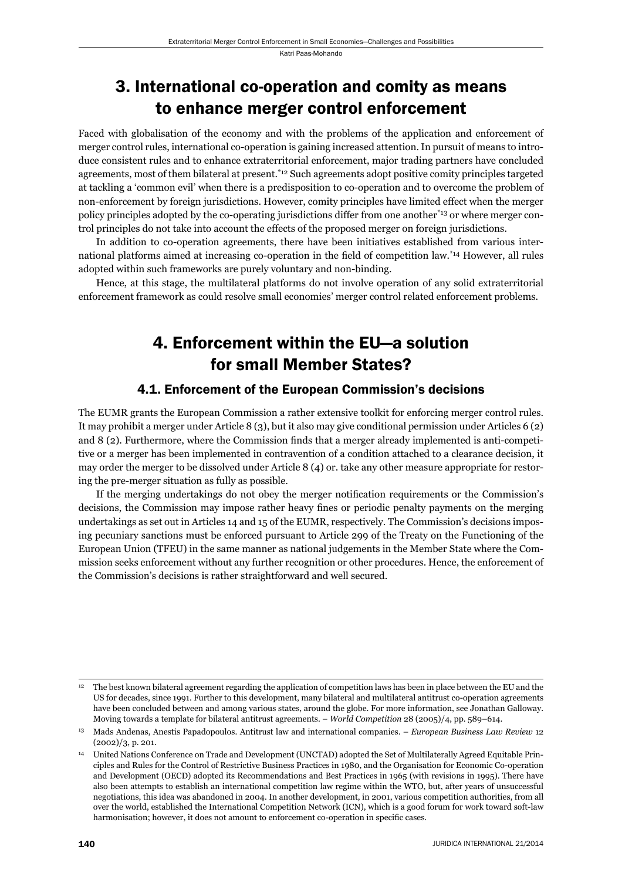# 3. International co-operation and comity as means to enhance merger control enforcement

Faced with globalisation of the economy and with the problems of the application and enforcement of merger control rules, international co-operation is gaining increased attention. In pursuit of means to introduce consistent rules and to enhance extraterritorial enforcement, major trading partners have concluded agreements, most of them bilateral at present.[*12] Such agreements adopt positive comity principles targeted at tackling a 'common evil' when there is a predisposition to co-operation and to overcome the problem of non-enforcement by foreign jurisdictions. However, comity principles have limited effect when the merger policy principles adopted by the co-operating jurisdictions differ from one another[*13] or where merger control principles do not take into account the effects of the proposed merger on foreign jurisdictions.

In addition to co-operation agreements, there have been initiatives established from various international platforms aimed at increasing co-operation in the field of competition law.[*14] However, all rules adopted within such frameworks are purely voluntary and non-binding.

Hence, at this stage, the multilateral platforms do not involve operation of any solid extraterritorial enforcement framework as could resolve small economies' merger control related enforcement problems.

# 4. Enforcement within the EU—a solution for small Member States?

## 4.1. Enforcement of the European Commission's decisions

The EUMR grants the European Commission a rather extensive toolkit for enforcing merger control rules. It may prohibit a merger under Article 8 (3), but it also may give conditional permission under Articles 6 (2) and 8 (2). Furthermore, where the Commission finds that a merger already implemented is anti-competitive or a merger has been implemented in contravention of a condition attached to a clearance decision, it may order the merger to be dissolved under Article 8 (4) or. take any other measure appropriate for restoring the pre-merger situation as fully as possible.

If the merging undertakings do not obey the merger notification requirements or the Commission's decisions, the Commission may impose rather heavy fines or periodic penalty payments on the merging undertakings as set out in Articles 14 and 15 of the EUMR, respectively. The Commission's decisions imposing pecuniary sanctions must be enforced pursuant to Article 299 of the Treaty on the Functioning of the European Union (TFEU) in the same manner as national judgements in the Member State where the Commission seeks enforcement without any further recognition or other procedures. Hence, the enforcement of the Commission's decisions is rather straightforward and well secured.

---

[12] The best known bilateral agreement regarding the application of competition laws has been in place between the EU and the US for decades, since 1991. Further to this development, many bilateral and multilateral antitrust co-operation agreements have been concluded between and among various states, around the globe. For more information, see Jonathan Galloway. Moving towards a template for bilateral antitrust agreements. – *World Competition* 28 (2005)/4, pp. 589–614.

[13] Mads Andenas, Anestis Papadopoulos. Antitrust law and international companies. – *European Business Law Review* 12 (2002)/3, p. 201.

[14] United Nations Conference on Trade and Development (UNCTAD) adopted the Set of Multilaterally Agreed Equitable Principles and Rules for the Control of Restrictive Business Practices in 1980, and the Organisation for Economic Co-operation and Development (OECD) adopted its Recommendations and Best Practices in 1965 (with revisions in 1995). There have also been attempts to establish an international competition law regime within the WTO, but, after years of unsuccessful negotiations, this idea was abandoned in 2004. In another development, in 2001, various competition authorities, from all over the world, established the International Competition Network (ICN), which is a good forum for work toward soft-law harmonisation; however, it does not amount to enforcement co-operation in specific cases.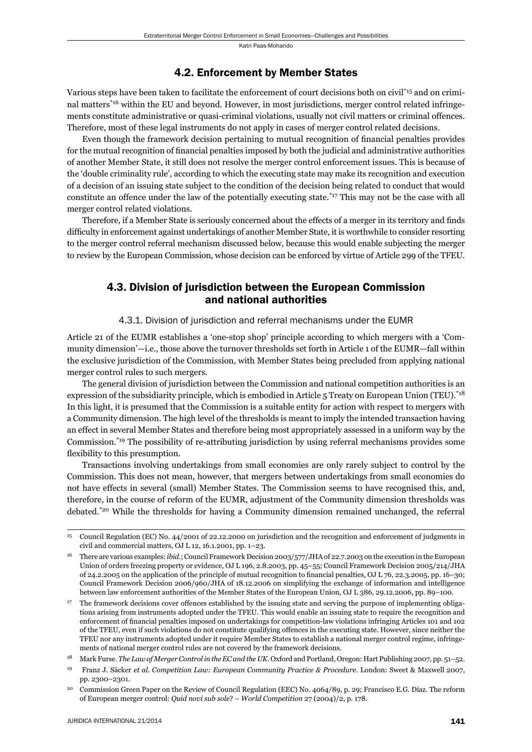## 4.2. Enforcement by Member States

Various steps have been taken to facilitate the enforcement of court decisions both on civil[15] and on criminal matters[16] within the EU and beyond. However, in most jurisdictions, merger control related infringements constitute administrative or quasi-criminal violations, usually not civil matters or criminal offences. Therefore, most of these legal instruments do not apply in cases of merger control related decisions.

Even though the framework decision pertaining to mutual recognition of financial penalties provides for the mutual recognition of financial penalties imposed by both the judicial and administrative authorities of another Member State, it still does not resolve the merger control enforcement issues. This is because of the 'double criminality rule', according to which the executing state may make its recognition and execution of a decision of an issuing state subject to the condition of the decision being related to conduct that would constitute an offence under the law of the potentially executing state.[17] This may not be the case with all merger control related violations.

Therefore, if a Member State is seriously concerned about the effects of a merger in its territory and finds difficulty in enforcement against undertakings of another Member State, it is worthwhile to consider resorting to the merger control referral mechanism discussed below, because this would enable subjecting the merger to review by the European Commission, whose decision can be enforced by virtue of Article 299 of the TFEU.

## 4.3. Division of jurisdiction between the European Commission and national authorities

### 4.3.1. Division of jurisdiction and referral mechanisms under the EUMR

Article 21 of the EUMR establishes a 'one-stop shop' principle according to which mergers with a 'Community dimension'—i.e., those above the turnover thresholds set forth in Article 1 of the EUMR—fall within the exclusive jurisdiction of the Commission, with Member States being precluded from applying national merger control rules to such mergers.

The general division of jurisdiction between the Commission and national competition authorities is an expression of the subsidiarity principle, which is embodied in Article 5 Treaty on European Union (TEU).[18] In this light, it is presumed that the Commission is a suitable entity for action with respect to mergers with a Community dimension. The high level of the thresholds is meant to imply the intended transaction having an effect in several Member States and therefore being most appropriately assessed in a uniform way by the Commission.[19] The possibility of re-attributing jurisdiction by using referral mechanisms provides some flexibility to this presumption.

Transactions involving undertakings from small economies are only rarely subject to control by the Commission. This does not mean, however, that mergers between undertakings from small economies do not have effects in several (small) Member States. The Commission seems to have recognised this, and, therefore, in the course of reform of the EUMR, adjustment of the Community dimension thresholds was debated.[20] While the thresholds for having a Community dimension remained unchanged, the referral

---

[15] Council Regulation (EC) No. 44/2001 of 22.12.2000 on jurisdiction and the recognition and enforcement of judgments in civil and commercial matters, OJ L 12, 16.1.2001, pp. 1–23.

[16] There are various examples: *ibid*.; Council Framework Decision 2003/577/JHA of 22.7.2003 on the execution in the European Union of orders freezing property or evidence, OJ L 196, 2.8.2003, pp. 45–55; Council Framework Decision 2005/214/JHA of 24.2.2005 on the application of the principle of mutual recognition to financial penalties, OJ L 76, 22.3.2005, pp. 16–30; Council Framework Decision 2006/960/JHA of 18.12.2006 on simplifying the exchange of information and intelligence between law enforcement authorities of the Member States of the European Union, OJ L 386, 29.12.2006, pp. 89–100.

[17] The framework decisions cover offences established by the issuing state and serving the purpose of implementing obligations arising from instruments adopted under the TFEU. This would enable an issuing state to require the recognition and enforcement of financial penalties imposed on undertakings for competition-law violations infringing Articles 101 and 102 of the TFEU, even if such violations do not constitute qualifying offences in the executing state. However, since neither the TFEU nor any instruments adopted under it require Member States to establish a national merger control regime, infringements of national merger control rules are not covered by the framework decisions.

[18] Mark Furse. *The Law of Merger Control in the EC and the UK*. Oxford and Portland, Oregon: Hart Publishing 2007, pp. 51–52.

[19] Franz J. Säcker *et al*. *Competition Law: European Community Practice & Procedure*. London: Sweet & Maxwell 2007, pp. 2300–2301.

[20] Commission Green Paper on the Review of Council Regulation (EEC) No. 4064/89, p. 29; Francisco E.G. Díaz. The reform of European merger control: *Quid novi sub sole*? – *World Competition* 27 (2004)/2, p. 178.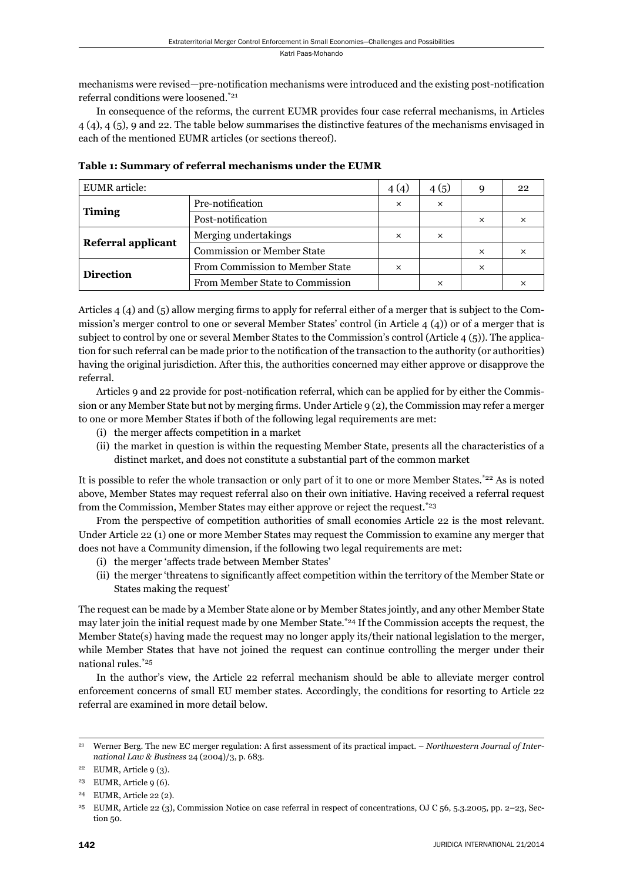mechanisms were revised—pre-notification mechanisms were introduced and the existing post-notification referral conditions were loosened.[21]

In consequence of the reforms, the current EUMR provides four case referral mechanisms, in Articles 4 (4), 4 (5), 9 and 22. The table below summarises the distinctive features of the mechanisms envisaged in each of the mentioned EUMR articles (or sections thereof).

**Table 1: Summary of referral mechanisms under the EUMR**

| EUMR article: | | 4 (4) | 4 (5) | 9 | 22 |
|---|---|---|---|---|---|
| **Timing** | Pre-notification | × | × | | |
| | Post-notification | | | × | × |
| **Referral applicant** | Merging undertakings | × | × | | |
| | Commission or Member State | | | × | × |
| **Direction** | From Commission to Member State | × | | × | |
| | From Member State to Commission | | × | | × |

Articles 4 (4) and (5) allow merging firms to apply for referral either of a merger that is subject to the Commission's merger control to one or several Member States' control (in Article 4 (4)) or of a merger that is subject to control by one or several Member States to the Commission's control (Article 4 (5)). The application for such referral can be made prior to the notification of the transaction to the authority (or authorities) having the original jurisdiction. After this, the authorities concerned may either approve or disapprove the referral.

Articles 9 and 22 provide for post-notification referral, which can be applied for by either the Commission or any Member State but not by merging firms. Under Article 9 (2), the Commission may refer a merger to one or more Member States if both of the following legal requirements are met:

(i) the merger affects competition in a market
(ii) the market in question is within the requesting Member State, presents all the characteristics of a distinct market, and does not constitute a substantial part of the common market

It is possible to refer the whole transaction or only part of it to one or more Member States.[22] As is noted above, Member States may request referral also on their own initiative. Having received a referral request from the Commission, Member States may either approve or reject the request.[23]

From the perspective of competition authorities of small economies Article 22 is the most relevant. Under Article 22 (1) one or more Member States may request the Commission to examine any merger that does not have a Community dimension, if the following two legal requirements are met:

(i) the merger 'affects trade between Member States'
(ii) the merger 'threatens to significantly affect competition within the territory of the Member State or States making the request'

The request can be made by a Member State alone or by Member States jointly, and any other Member State may later join the initial request made by one Member State.[24] If the Commission accepts the request, the Member State(s) having made the request may no longer apply its/their national legislation to the merger, while Member States that have not joined the request can continue controlling the merger under their national rules.[25]

In the author's view, the Article 22 referral mechanism should be able to alleviate merger control enforcement concerns of small EU member states. Accordingly, the conditions for resorting to Article 22 referral are examined in more detail below.

---

[21] Werner Berg. The new EC merger regulation: A first assessment of its practical impact. – *Northwestern Journal of International Law & Business* 24 (2004)/3, p. 683.

[22] EUMR, Article 9 (3).

[23] EUMR, Article 9 (6).

[24] EUMR, Article 22 (2).

[25] EUMR, Article 22 (3), Commission Notice on case referral in respect of concentrations, OJ C 56, 5.3.2005, pp. 2–23, Section 50.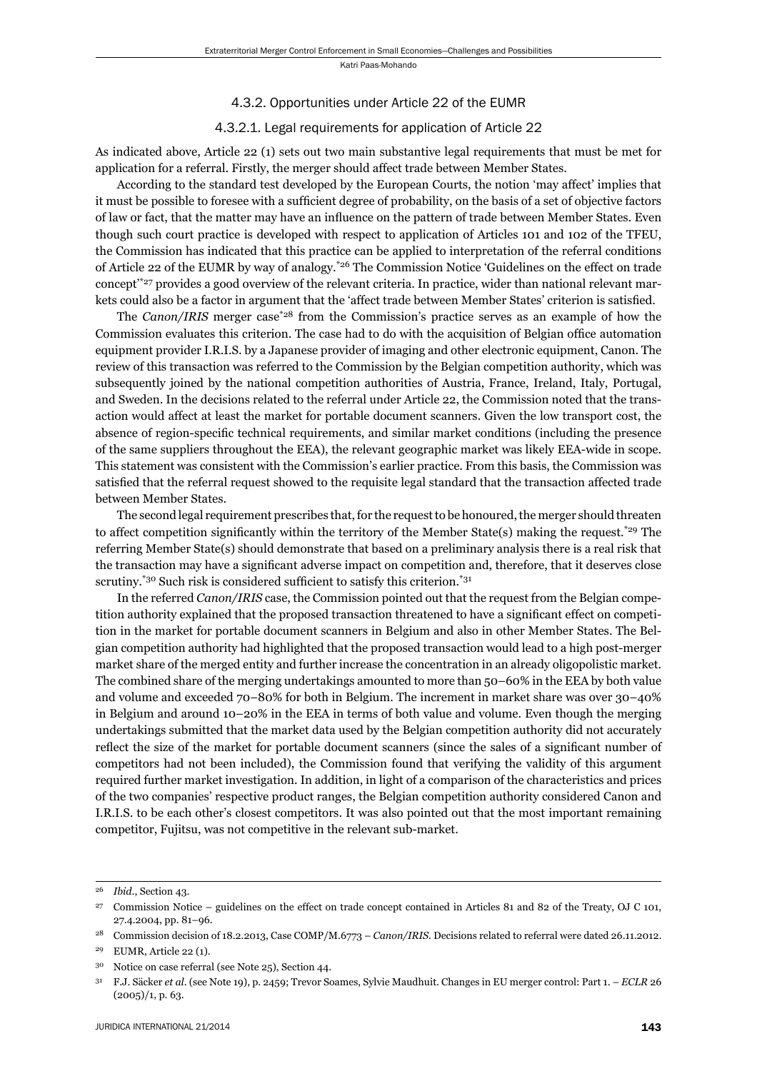### 4.3.2. Opportunities under Article 22 of the EUMR

#### 4.3.2.1. Legal requirements for application of Article 22

As indicated above, Article 22 (1) sets out two main substantive legal requirements that must be met for application for a referral. Firstly, the merger should affect trade between Member States.

According to the standard test developed by the European Courts, the notion 'may affect' implies that it must be possible to foresee with a sufficient degree of probability, on the basis of a set of objective factors of law or fact, that the matter may have an influence on the pattern of trade between Member States. Even though such court practice is developed with respect to application of Articles 101 and 102 of the TFEU, the Commission has indicated that this practice can be applied to interpretation of the referral conditions of Article 22 of the EUMR by way of analogy.[*26] The Commission Notice 'Guidelines on the effect on trade concept'[*27] provides a good overview of the relevant criteria. In practice, wider than national relevant markets could also be a factor in argument that the 'affect trade between Member States' criterion is satisfied.

The *Canon/IRIS* merger case[*28] from the Commission's practice serves as an example of how the Commission evaluates this criterion. The case had to do with the acquisition of Belgian office automation equipment provider I.R.I.S. by a Japanese provider of imaging and other electronic equipment, Canon. The review of this transaction was referred to the Commission by the Belgian competition authority, which was subsequently joined by the national competition authorities of Austria, France, Ireland, Italy, Portugal, and Sweden. In the decisions related to the referral under Article 22, the Commission noted that the transaction would affect at least the market for portable document scanners. Given the low transport cost, the absence of region-specific technical requirements, and similar market conditions (including the presence of the same suppliers throughout the EEA), the relevant geographic market was likely EEA-wide in scope. This statement was consistent with the Commission's earlier practice. From this basis, the Commission was satisfied that the referral request showed to the requisite legal standard that the transaction affected trade between Member States.

The second legal requirement prescribes that, for the request to be honoured, the merger should threaten to affect competition significantly within the territory of the Member State(s) making the request.[*29] The referring Member State(s) should demonstrate that based on a preliminary analysis there is a real risk that the transaction may have a significant adverse impact on competition and, therefore, that it deserves close scrutiny.[*30] Such risk is considered sufficient to satisfy this criterion.[*31]

In the referred *Canon/IRIS* case, the Commission pointed out that the request from the Belgian competition authority explained that the proposed transaction threatened to have a significant effect on competition in the market for portable document scanners in Belgium and also in other Member States. The Belgian competition authority had highlighted that the proposed transaction would lead to a high post-merger market share of the merged entity and further increase the concentration in an already oligopolistic market. The combined share of the merging undertakings amounted to more than 50–60% in the EEA by both value and volume and exceeded 70–80% for both in Belgium. The increment in market share was over 30–40% in Belgium and around 10–20% in the EEA in terms of both value and volume. Even though the merging undertakings submitted that the market data used by the Belgian competition authority did not accurately reflect the size of the market for portable document scanners (since the sales of a significant number of competitors had not been included), the Commission found that verifying the validity of this argument required further market investigation. In addition, in light of a comparison of the characteristics and prices of the two companies' respective product ranges, the Belgian competition authority considered Canon and I.R.I.S. to be each other's closest competitors. It was also pointed out that the most important remaining competitor, Fujitsu, was not competitive in the relevant sub-market.

---

[26] *Ibid.*, Section 43.

[27] Commission Notice – guidelines on the effect on trade concept contained in Articles 81 and 82 of the Treaty, OJ C 101, 27.4.2004, pp. 81–96.

[28] Commission decision of 18.2.2013, Case COMP/M.6773 – *Canon/IRIS*. Decisions related to referral were dated 26.11.2012.

[29] EUMR, Article 22 (1).

[30] Notice on case referral (see Note 25), Section 44.

[31] F.J. Säcker *et al*. (see Note 19), p. 2459; Trevor Soames, Sylvie Maudhuit. Changes in EU merger control: Part 1. – *ECLR* 26 (2005)/1, p. 63.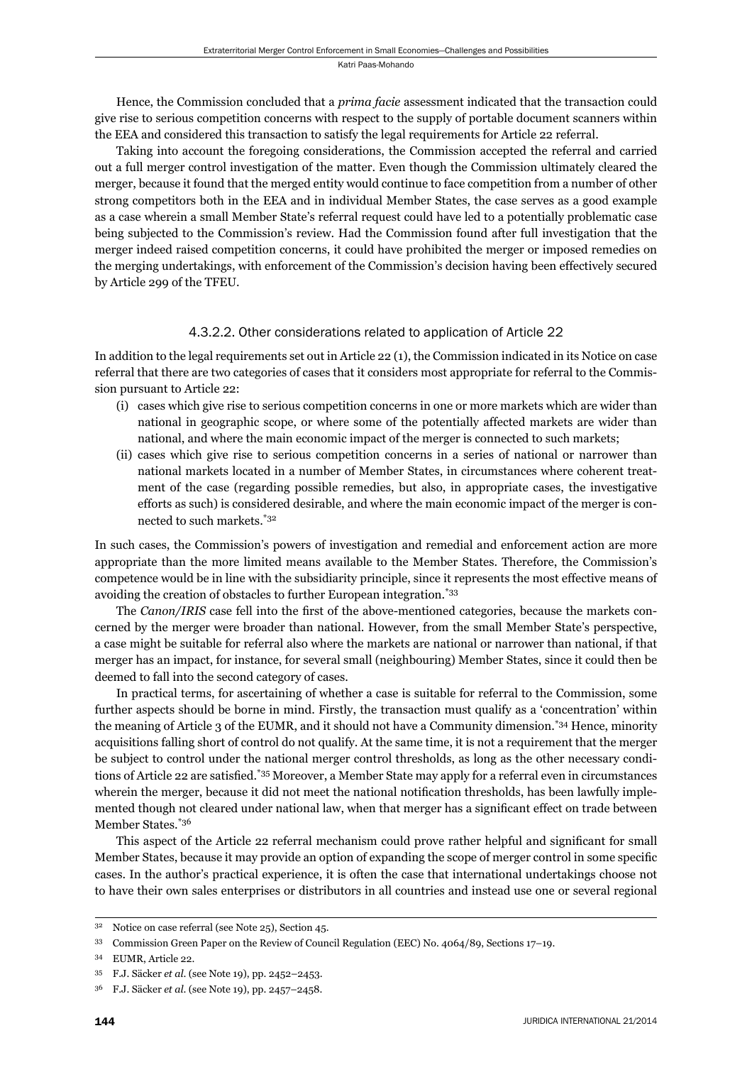Hence, the Commission concluded that a *prima facie* assessment indicated that the transaction could give rise to serious competition concerns with respect to the supply of portable document scanners within the EEA and considered this transaction to satisfy the legal requirements for Article 22 referral.

Taking into account the foregoing considerations, the Commission accepted the referral and carried out a full merger control investigation of the matter. Even though the Commission ultimately cleared the merger, because it found that the merged entity would continue to face competition from a number of other strong competitors both in the EEA and in individual Member States, the case serves as a good example as a case wherein a small Member State's referral request could have led to a potentially problematic case being subjected to the Commission's review. Had the Commission found after full investigation that the merger indeed raised competition concerns, it could have prohibited the merger or imposed remedies on the merging undertakings, with enforcement of the Commission's decision having been effectively secured by Article 299 of the TFEU.

#### 4.3.2.2. Other considerations related to application of Article 22

In addition to the legal requirements set out in Article 22 (1), the Commission indicated in its Notice on case referral that there are two categories of cases that it considers most appropriate for referral to the Commission pursuant to Article 22:

(i) cases which give rise to serious competition concerns in one or more markets which are wider than national in geographic scope, or where some of the potentially affected markets are wider than national, and where the main economic impact of the merger is connected to such markets;
(ii) cases which give rise to serious competition concerns in a series of national or narrower than national markets located in a number of Member States, in circumstances where coherent treatment of the case (regarding possible remedies, but also, in appropriate cases, the investigative efforts as such) is considered desirable, and where the main economic impact of the merger is connected to such markets.[*32]

In such cases, the Commission's powers of investigation and remedial and enforcement action are more appropriate than the more limited means available to the Member States. Therefore, the Commission's competence would be in line with the subsidiarity principle, since it represents the most effective means of avoiding the creation of obstacles to further European integration.[*33]

The *Canon/IRIS* case fell into the first of the above-mentioned categories, because the markets concerned by the merger were broader than national. However, from the small Member State's perspective, a case might be suitable for referral also where the markets are national or narrower than national, if that merger has an impact, for instance, for several small (neighbouring) Member States, since it could then be deemed to fall into the second category of cases.

In practical terms, for ascertaining of whether a case is suitable for referral to the Commission, some further aspects should be borne in mind. Firstly, the transaction must qualify as a 'concentration' within the meaning of Article 3 of the EUMR, and it should not have a Community dimension.[*34] Hence, minority acquisitions falling short of control do not qualify. At the same time, it is not a requirement that the merger be subject to control under the national merger control thresholds, as long as the other necessary conditions of Article 22 are satisfied.[*35] Moreover, a Member State may apply for a referral even in circumstances wherein the merger, because it did not meet the national notification thresholds, has been lawfully implemented though not cleared under national law, when that merger has a significant effect on trade between Member States.[*36]

This aspect of the Article 22 referral mechanism could prove rather helpful and significant for small Member States, because it may provide an option of expanding the scope of merger control in some specific cases. In the author's practical experience, it is often the case that international undertakings choose not to have their own sales enterprises or distributors in all countries and instead use one or several regional

---

[32] Notice on case referral (see Note 25), Section 45.

[33] Commission Green Paper on the Review of Council Regulation (EEC) No. 4064/89, Sections 17–19.

[34] EUMR, Article 22.

[35] F.J. Säcker *et al.* (see Note 19), pp. 2452–2453.

[36] F.J. Säcker *et al.* (see Note 19), pp. 2457–2458.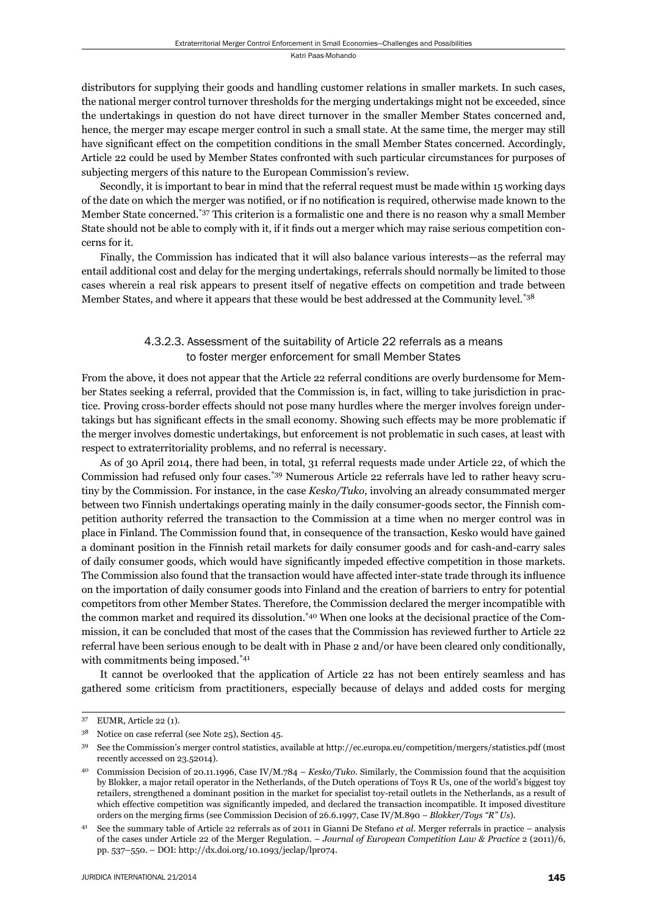distributors for supplying their goods and handling customer relations in smaller markets. In such cases, the national merger control turnover thresholds for the merging undertakings might not be exceeded, since the undertakings in question do not have direct turnover in the smaller Member States concerned and, hence, the merger may escape merger control in such a small state. At the same time, the merger may still have significant effect on the competition conditions in the small Member States concerned. Accordingly, Article 22 could be used by Member States confronted with such particular circumstances for purposes of subjecting mergers of this nature to the European Commission's review.

Secondly, it is important to bear in mind that the referral request must be made within 15 working days of the date on which the merger was notified, or if no notification is required, otherwise made known to the Member State concerned.[*37] This criterion is a formalistic one and there is no reason why a small Member State should not be able to comply with it, if it finds out a merger which may raise serious competition concerns for it.

Finally, the Commission has indicated that it will also balance various interests—as the referral may entail additional cost and delay for the merging undertakings, referrals should normally be limited to those cases wherein a real risk appears to present itself of negative effects on competition and trade between Member States, and where it appears that these would be best addressed at the Community level.[*38]

#### 4.3.2.3. Assessment of the suitability of Article 22 referrals as a means to foster merger enforcement for small Member States

From the above, it does not appear that the Article 22 referral conditions are overly burdensome for Member States seeking a referral, provided that the Commission is, in fact, willing to take jurisdiction in practice. Proving cross-border effects should not pose many hurdles where the merger involves foreign undertakings but has significant effects in the small economy. Showing such effects may be more problematic if the merger involves domestic undertakings, but enforcement is not problematic in such cases, at least with respect to extraterritoriality problems, and no referral is necessary.

As of 30 April 2014, there had been, in total, 31 referral requests made under Article 22, of which the Commission had refused only four cases.[*39] Numerous Article 22 referrals have led to rather heavy scrutiny by the Commission. For instance, in the case *Kesko/Tuko*, involving an already consummated merger between two Finnish undertakings operating mainly in the daily consumer-goods sector, the Finnish competition authority referred the transaction to the Commission at a time when no merger control was in place in Finland. The Commission found that, in consequence of the transaction, Kesko would have gained a dominant position in the Finnish retail markets for daily consumer goods and for cash-and-carry sales of daily consumer goods, which would have significantly impeded effective competition in those markets. The Commission also found that the transaction would have affected inter-state trade through its influence on the importation of daily consumer goods into Finland and the creation of barriers to entry for potential competitors from other Member States. Therefore, the Commission declared the merger incompatible with the common market and required its dissolution.[*40] When one looks at the decisional practice of the Commission, it can be concluded that most of the cases that the Commission has reviewed further to Article 22 referral have been serious enough to be dealt with in Phase 2 and/or have been cleared only conditionally, with commitments being imposed.[*41]

It cannot be overlooked that the application of Article 22 has not been entirely seamless and has gathered some criticism from practitioners, especially because of delays and added costs for merging

---

37 EUMR, Article 22 (1).

38 Notice on case referral (see Note 25), Section 45.

39 See the Commission's merger control statistics, available at http://ec.europa.eu/competition/mergers/statistics.pdf (most recently accessed on 23.52014).

40 Commission Decision of 20.11.1996, Case IV/M.784 – *Kesko/Tuko*. Similarly, the Commission found that the acquisition by Blokker, a major retail operator in the Netherlands, of the Dutch operations of Toys R Us, one of the world's biggest toy retailers, strengthened a dominant position in the market for specialist toy-retail outlets in the Netherlands, as a result of which effective competition was significantly impeded, and declared the transaction incompatible. It imposed divestiture orders on the merging firms (see Commission Decision of 26.6.1997, Case IV/M.890 – *Blokker/Toys "R" Us*).

41 See the summary table of Article 22 referrals as of 2011 in Gianni De Stefano *et al*. Merger referrals in practice – analysis of the cases under Article 22 of the Merger Regulation. – *Journal of European Competition Law & Practice* 2 (2011)/6, pp. 537–550. – DOI: http://dx.doi.org/10.1093/jeclap/lpr074.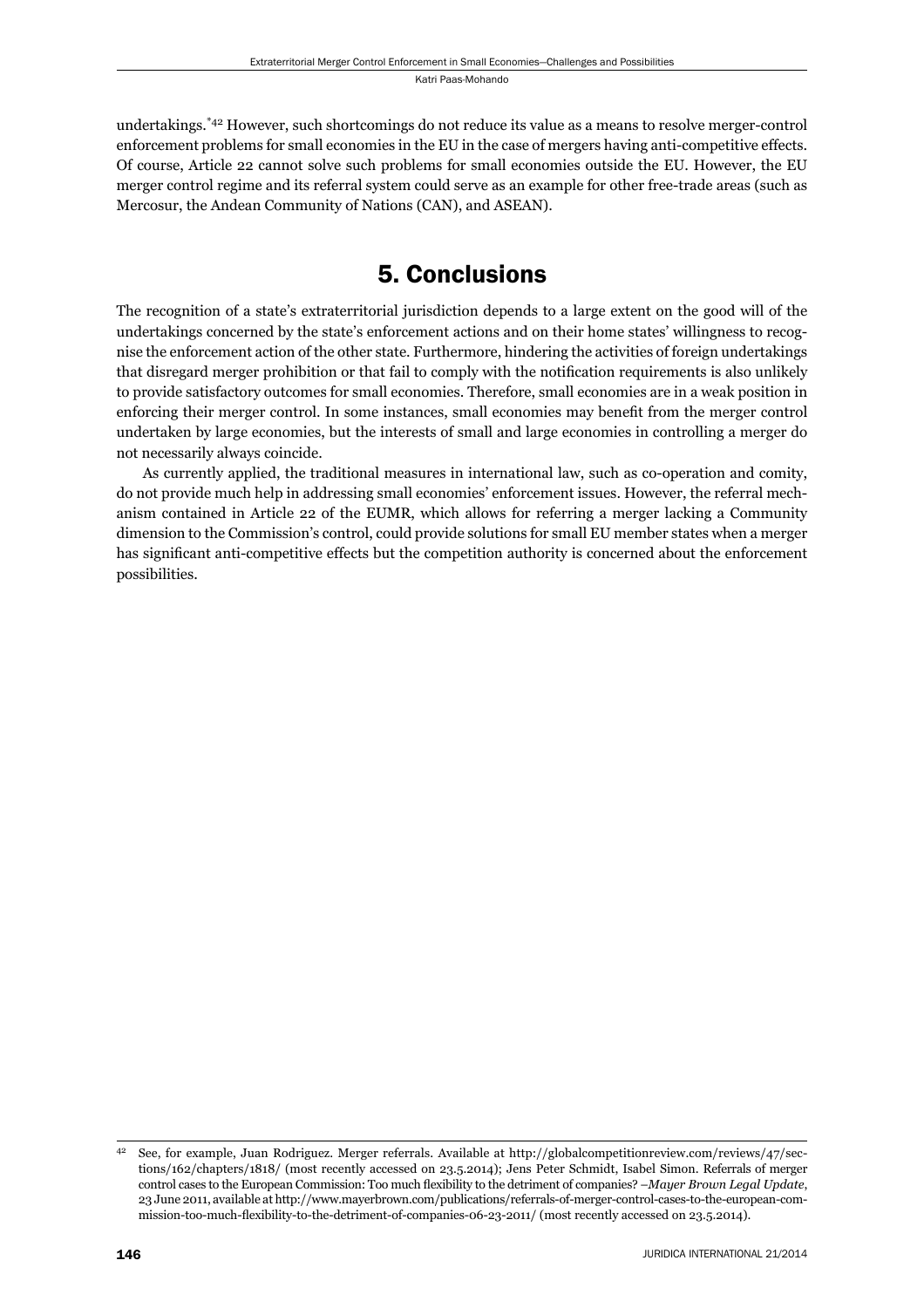undertakings.[*42] However, such shortcomings do not reduce its value as a means to resolve merger-control enforcement problems for small economies in the EU in the case of mergers having anti-competitive effects. Of course, Article 22 cannot solve such problems for small economies outside the EU. However, the EU merger control regime and its referral system could serve as an example for other free-trade areas (such as Mercosur, the Andean Community of Nations (CAN), and ASEAN).

## 5. Conclusions

The recognition of a state's extraterritorial jurisdiction depends to a large extent on the good will of the undertakings concerned by the state's enforcement actions and on their home states' willingness to recognise the enforcement action of the other state. Furthermore, hindering the activities of foreign undertakings that disregard merger prohibition or that fail to comply with the notification requirements is also unlikely to provide satisfactory outcomes for small economies. Therefore, small economies are in a weak position in enforcing their merger control. In some instances, small economies may benefit from the merger control undertaken by large economies, but the interests of small and large economies in controlling a merger do not necessarily always coincide.

As currently applied, the traditional measures in international law, such as co-operation and comity, do not provide much help in addressing small economies' enforcement issues. However, the referral mechanism contained in Article 22 of the EUMR, which allows for referring a merger lacking a Community dimension to the Commission's control, could provide solutions for small EU member states when a merger has significant anti-competitive effects but the competition authority is concerned about the enforcement possibilities.

---

[42] See, for example, Juan Rodriguez. Merger referrals. Available at http://globalcompetitionreview.com/reviews/47/sections/162/chapters/1818/ (most recently accessed on 23.5.2014); Jens Peter Schmidt, Isabel Simon. Referrals of merger control cases to the European Commission: Too much flexibility to the detriment of companies? –*Mayer Brown Legal Update*, 23 June 2011, available at http://www.mayerbrown.com/publications/referrals-of-merger-control-cases-to-the-european-commission-too-much-flexibility-to-the-detriment-of-companies-06-23-2011/ (most recently accessed on 23.5.2014).